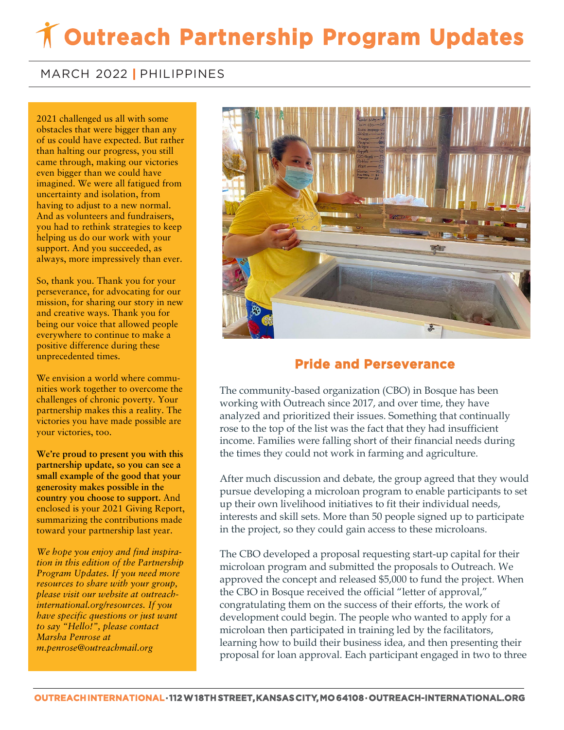# Outreach Partnership Program Updates

MARCH 2022 | PHILIPPINES

2021 challenged us all with some obstacles that were bigger than any of us could have expected. But rather than halting our progress, you still came through, making our victories even bigger than we could have imagined. We were all fatigued from uncertainty and isolation, from having to adjust to a new normal. And as volunteers and fundraisers, you had to rethink strategies to keep helping us do our work with your support. And you succeeded, as always, more impressively than ever.

So, thank you. Thank you for your perseverance, for advocating for our mission, for sharing our story in new and creative ways. Thank you for being our voice that allowed people everywhere to continue to make a positive difference during these unprecedented times.

We envision a world where communities work together to overcome the challenges of chronic poverty. Your partnership makes this a reality. The victories you have made possible are your victories, too.

**We're proud to present you with this partnership update, so you can see a small example of the good that your generosity makes possible in the country you choose to support.** And enclosed is your 2021 Giving Report, summarizing the contributions made toward your partnership last year.

*We hope you enjoy and find inspiration in this edition of the Partnership Program Updates. If you need more resources to share with your group, please visit our website at outreach-international.org/resources. If you have specific questions or just want to say "Hello!", please contact Marsha Penrose at m.penrose@outreachmail.org*

## Pride and Perseverance

The community-based organization (CBO) in Bosque has been working with Outreach since 2017, and over time, they have analyzed and prioritized their issues. Something that continually rose to the top of the list was the fact that they had insufficient income. Families were falling short of their financial needs during the times they could not work in farming and agriculture.

After much discussion and debate, the group agreed that they would pursue developing a microloan program to enable participants to set up their own livelihood initiatives to fit their individual needs, interests and skill sets. More than 50 people signed up to participate in the project, so they could gain access to these microloans.

The CBO developed a proposal requesting start-up capital for their microloan program and submitted the proposals to Outreach. We approved the concept and released $5,000 to fund the project. When the CBO in Bosque received the official "letter of approval," congratulating them on the success of their efforts, the work of development could begin. The people who wanted to apply for a microloan then participated in training led by the facilitators, learning how to build their business idea, and then presenting their proposal for loan approval. Each participant engaged in two to three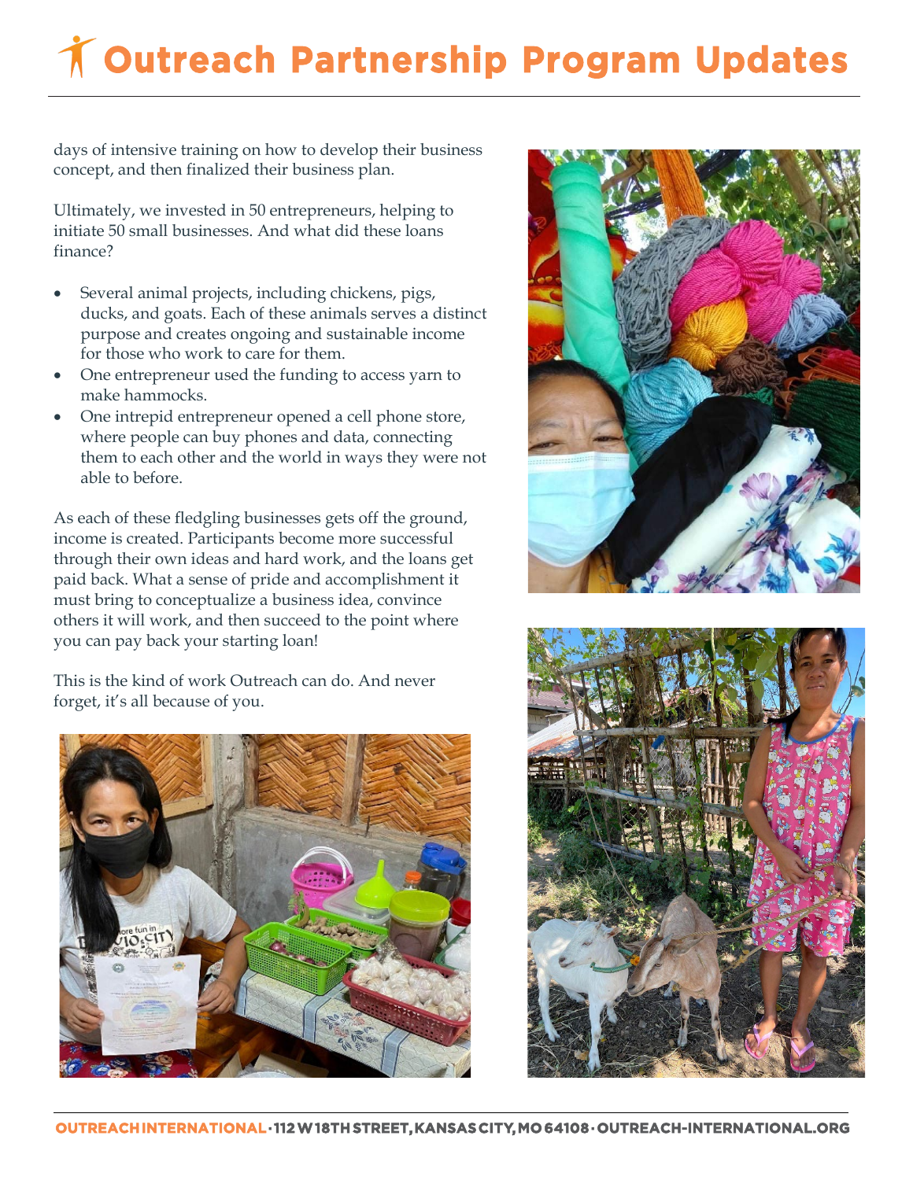# Outreach Partnership Program Updates

days of intensive training on how to develop their business concept, and then finalized their business plan.

Ultimately, we invested in 50 entrepreneurs, helping to initiate 50 small businesses. And what did these loans finance?

- Several animal projects, including chickens, pigs, ducks, and goats. Each of these animals serves a distinct purpose and creates ongoing and sustainable income for those who work to care for them.
- One entrepreneur used the funding to access yarn to make hammocks.
- One intrepid entrepreneur opened a cell phone store, where people can buy phones and data, connecting them to each other and the world in ways they were not able to before.

As each of these fledgling businesses gets off the ground, income is created. Participants become more successful through their own ideas and hard work, and the loans get paid back. What a sense of pride and accomplishment it must bring to conceptualize a business idea, convince others it will work, and then succeed to the point where you can pay back your starting loan!

This is the kind of work Outreach can do. And never forget, it's all because of you.